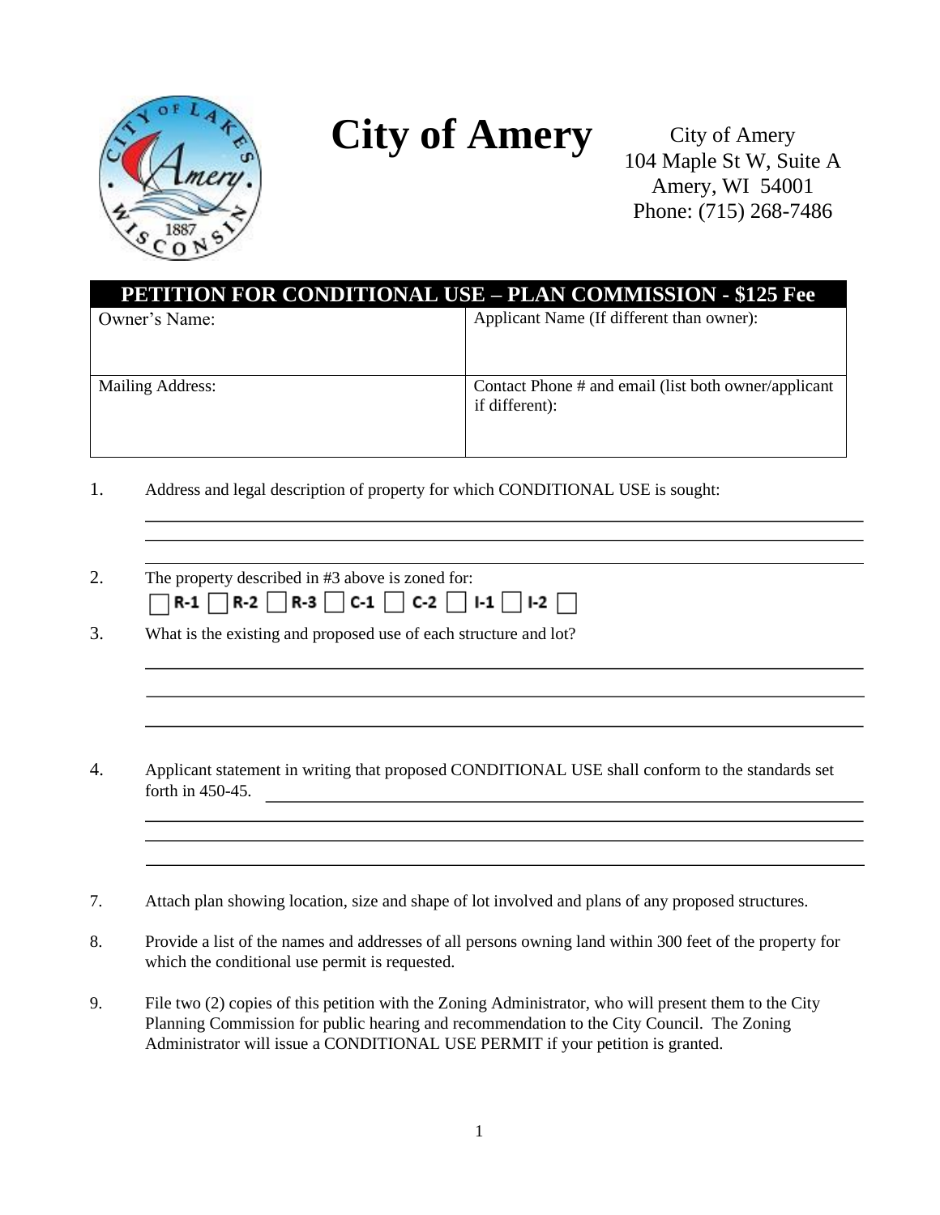# City of Amery

City of Amery
104 Maple St W, Suite A
Amery, WI 54001
Phone: (715) 268-7486

| PETITION FOR CONDITIONAL USE – PLAN COMMISSION - $125 Fee | |
|---|---|
| Owner's Name: | Applicant Name (If different than owner): |
| Mailing Address: | Contact Phone # and email (list both owner/applicant if different): |

1. Address and legal description of property for which CONDITIONAL USE is sought:

   \_\_\_\_\_\_\_\_\_\_\_\_\_\_\_\_\_\_\_\_\_\_\_\_\_\_\_\_\_\_\_\_\_\_\_\_\_\_\_\_\_\_\_\_\_\_\_\_\_\_\_\_\_\_\_\_\_\_\_\_
   \_\_\_\_\_\_\_\_\_\_\_\_\_\_\_\_\_\_\_\_\_\_\_\_\_\_\_\_\_\_\_\_\_\_\_\_\_\_\_\_\_\_\_\_\_\_\_\_\_\_\_\_\_\_\_\_\_\_\_\_
   \_\_\_\_\_\_\_\_\_\_\_\_\_\_\_\_\_\_\_\_\_\_\_\_\_\_\_\_\_\_\_\_\_\_\_\_\_\_\_\_\_\_\_\_\_\_\_\_\_\_\_\_\_\_\_\_\_\_\_\_

2. The property described in #3 above is zoned for:
   ☐ R-1 ☐ R-2 ☐ R-3 ☐ C-1 ☐ C-2 ☐ I-1 ☐ I-2 ☐

3. What is the existing and proposed use of each structure and lot?

   \_\_\_\_\_\_\_\_\_\_\_\_\_\_\_\_\_\_\_\_\_\_\_\_\_\_\_\_\_\_\_\_\_\_\_\_\_\_\_\_\_\_\_\_\_\_\_\_\_\_\_\_\_\_\_\_\_\_\_\_
   \_\_\_\_\_\_\_\_\_\_\_\_\_\_\_\_\_\_\_\_\_\_\_\_\_\_\_\_\_\_\_\_\_\_\_\_\_\_\_\_\_\_\_\_\_\_\_\_\_\_\_\_\_\_\_\_\_\_\_\_
   \_\_\_\_\_\_\_\_\_\_\_\_\_\_\_\_\_\_\_\_\_\_\_\_\_\_\_\_\_\_\_\_\_\_\_\_\_\_\_\_\_\_\_\_\_\_\_\_\_\_\_\_\_\_\_\_\_\_\_\_

4. Applicant statement in writing that proposed CONDITIONAL USE shall conform to the standards set forth in 450-45. \_\_\_\_\_\_\_\_\_\_\_\_\_\_\_\_\_\_\_\_\_\_\_\_\_\_\_\_\_\_\_\_\_\_\_\_\_\_\_\_\_\_\_\_

   \_\_\_\_\_\_\_\_\_\_\_\_\_\_\_\_\_\_\_\_\_\_\_\_\_\_\_\_\_\_\_\_\_\_\_\_\_\_\_\_\_\_\_\_\_\_\_\_\_\_\_\_\_\_\_\_\_\_\_\_
   \_\_\_\_\_\_\_\_\_\_\_\_\_\_\_\_\_\_\_\_\_\_\_\_\_\_\_\_\_\_\_\_\_\_\_\_\_\_\_\_\_\_\_\_\_\_\_\_\_\_\_\_\_\_\_\_\_\_\_\_
   \_\_\_\_\_\_\_\_\_\_\_\_\_\_\_\_\_\_\_\_\_\_\_\_\_\_\_\_\_\_\_\_\_\_\_\_\_\_\_\_\_\_\_\_\_\_\_\_\_\_\_\_\_\_\_\_\_\_\_\_

7. Attach plan showing location, size and shape of lot involved and plans of any proposed structures.

8. Provide a list of the names and addresses of all persons owning land within 300 feet of the property for which the conditional use permit is requested.

9. File two (2) copies of this petition with the Zoning Administrator, who will present them to the City Planning Commission for public hearing and recommendation to the City Council. The Zoning Administrator will issue a CONDITIONAL USE PERMIT if your petition is granted.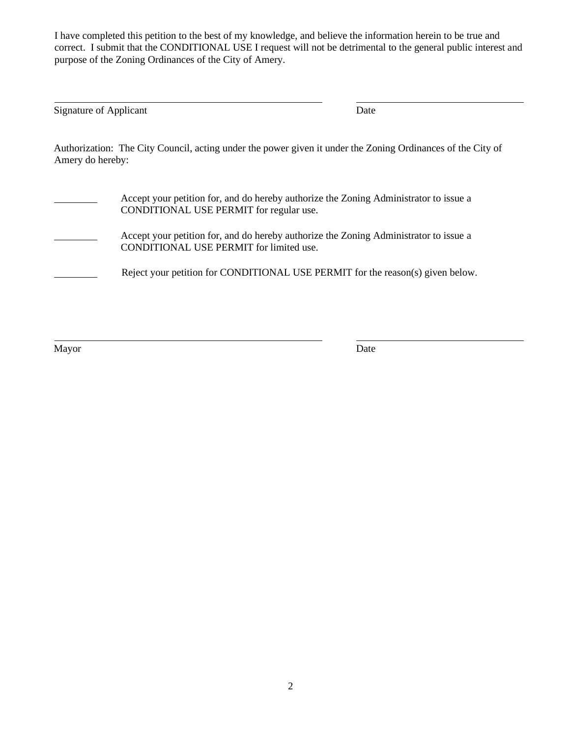I have completed this petition to the best of my knowledge, and believe the information herein to be true and correct. I submit that the CONDITIONAL USE I request will not be detrimental to the general public interest and purpose of the Zoning Ordinances of the City of Amery.

\_\_\_\_\_\_\_\_\_\_\_\_\_\_\_\_\_\_\_\_\_\_\_\_\_\_\_\_\_\_\_\_\_\_\_\_\_\_\_\_ \_\_\_\_\_\_\_\_\_\_\_\_\_\_\_\_\_\_\_\_\_\_\_\_\_

Signature of Applicant Date

Authorization: The City Council, acting under the power given it under the Zoning Ordinances of the City of Amery do hereby:

\_\_\_\_\_\_\_ Accept your petition for, and do hereby authorize the Zoning Administrator to issue a CONDITIONAL USE PERMIT for regular use.

\_\_\_\_\_\_\_ Accept your petition for, and do hereby authorize the Zoning Administrator to issue a CONDITIONAL USE PERMIT for limited use.

\_\_\_\_\_\_\_ Reject your petition for CONDITIONAL USE PERMIT for the reason(s) given below.

\_\_\_\_\_\_\_\_\_\_\_\_\_\_\_\_\_\_\_\_\_\_\_\_\_\_\_\_\_\_\_\_\_\_\_\_\_\_\_\_ \_\_\_\_\_\_\_\_\_\_\_\_\_\_\_\_\_\_\_\_\_\_\_\_\_

Mayor Date